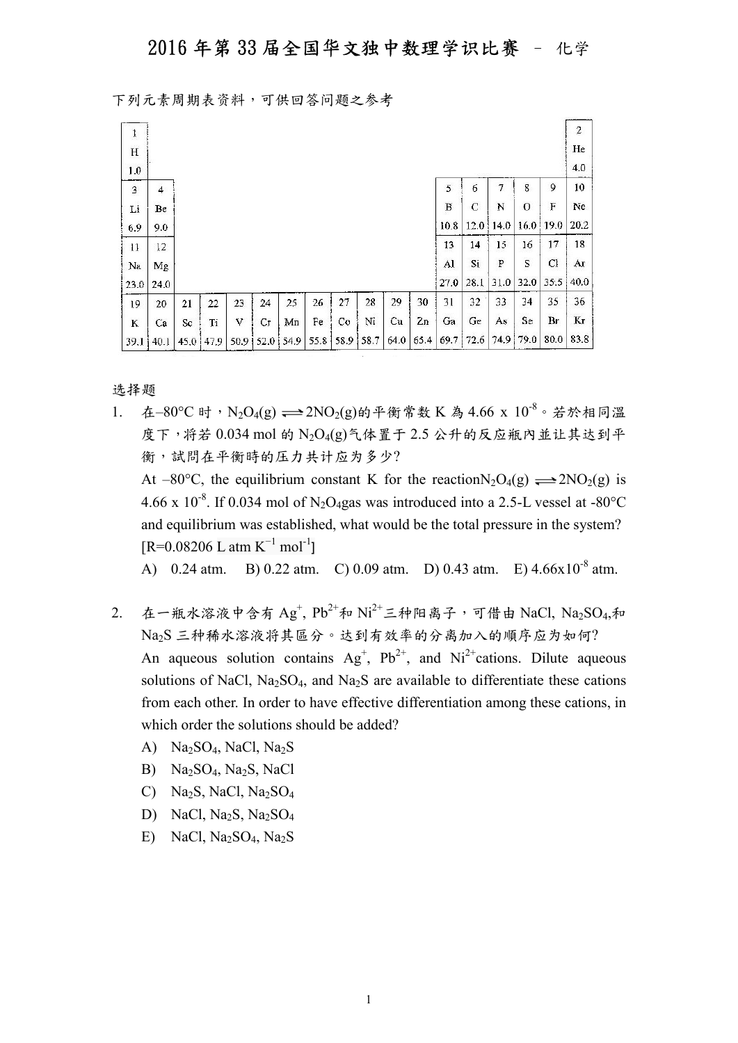# 2016 年第 33 届全国华文独中数理学识比赛 – 化学

下列元素周期表资料，可供回答问题之参考

| | | | | | | | | | | | | | | | | | |
|---|---|---|---|---|---|---|---|---|---|---|---|---|---|---|---|---|---|
| 1<br>H<br>1.0 | | | | | | | | | | | | | | | | | 2<br>He<br>4.0 |
| 3<br>Li<br>6.9 | 4<br>Be<br>9.0 | | | | | | | | | | | 5<br>B<br>10.8 | 6<br>C<br>12.0 | 7<br>N<br>14.0 | 8<br>O<br>16.0 | 9<br>F<br>19.0 | 10<br>Ne<br>20.2 |
| 11<br>Na<br>23.0 | 12<br>Mg<br>24.0 | | | | | | | | | | | 13<br>Al<br>27.0 | 14<br>Si<br>28.1 | 15<br>P<br>31.0 | 16<br>S<br>32.0 | 17<br>Cl<br>35.5 | 18<br>Ar<br>40.0 |
| 19<br>K<br>39.1 | 20<br>Ca<br>40.1 | 21<br>Sc<br>45.0 | 22<br>Ti<br>47.9 | 23<br>V<br>50.9 | 24<br>Cr<br>52.0 | 25<br>Mn<br>54.9 | 26<br>Fe<br>55.8 | 27<br>Co<br>58.9 | 28<br>Ni<br>58.7 | 29<br>Cu<br>64.0 | 30<br>Zn<br>65.4 | 31<br>Ga<br>69.7 | 32<br>Ge<br>72.6 | 33<br>As<br>74.9 | 34<br>Se<br>79.0 | 35<br>Br<br>80.0 | 36<br>Kr<br>83.8 |

选择题

1. 在–80°C 时，$N_2O_4(g) \rightleftharpoons 2NO_2(g)$的平衡常数 K 為 4.66 x $10^{-8}$。若於相同溫度下，将若 0.034 mol 的 $N_2O_4(g)$气体置于 2.5 公升的反应瓶內並让其达到平衡，試問在平衡時的压力共计应为多少?

   At –80°C, the equilibrium constant K for the reaction$N_2O_4(g) \rightleftharpoons 2NO_2(g)$ is 4.66 x $10^{-8}$. If 0.034 mol of $N_2O_4$gas was introduced into a 2.5-L vessel at -80°C and equilibrium was established, what would be the total pressure in the system? [R=0.08206 L atm $K^{-1}$ $mol^{-1}$]

   A) 0.24 atm. B) 0.22 atm. C) 0.09 atm. D) 0.43 atm. E) 4.66x$10^{-8}$ atm.

2. 在一瓶水溶液中含有 $Ag^+$, $Pb^{2+}$和 $Ni^{2+}$三种阳离子，可借由 NaCl, $Na_2SO_4$,和 $Na_2S$ 三种稀水溶液将其區分。达到有效率的分离加入的順序应为如何?

   An aqueous solution contains $Ag^+$, $Pb^{2+}$, and $Ni^{2+}$cations. Dilute aqueous solutions of NaCl, $Na_2SO_4$, and $Na_2S$ are available to differentiate these cations from each other. In order to have effective differentiation among these cations, in which order the solutions should be added?

   A) $Na_2SO_4$, NaCl, $Na_2S$
   B) $Na_2SO_4$, $Na_2S$, NaCl
   C) $Na_2S$, NaCl, $Na_2SO_4$
   D) NaCl, $Na_2S$, $Na_2SO_4$
   E) NaCl, $Na_2SO_4$, $Na_2S$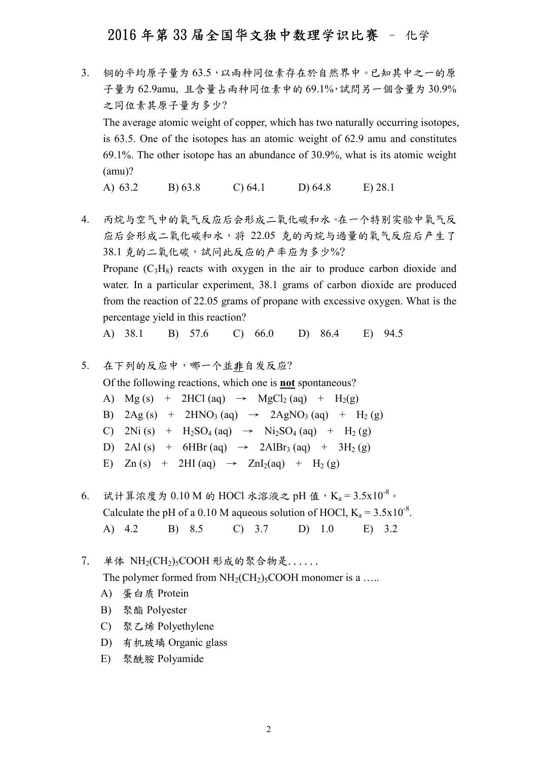3. 铜的平均原子量为 63.5，以两种同位素存在於自然界中。已知其中之一的原子量为 62.9amu, 且含量占两种同位素中的 69.1%，試問另一個含量为 30.9% 之同位素其原子量为多少?

   The average atomic weight of copper, which has two naturally occurring isotopes, is 63.5. One of the isotopes has an atomic weight of 62.9 amu and constitutes 69.1%. The other isotope has an abundance of 30.9%, what is its atomic weight (amu)?

   A) 63.2　　B) 63.8　　C) 64.1　　D) 64.8　　E) 28.1

4. 丙烷与空气中的氧气反应后会形成二氧化碳和水。在一个特别实验中氧气反应后会形成二氧化碳和水，将 22.05 克的丙烷与過量的氧气反应后产生了 38.1 克的二氧化碳，試问此反应的产率应为多少%?

   Propane ($C_3H_8$) reacts with oxygen in the air to produce carbon dioxide and water. In a particular experiment, 38.1 grams of carbon dioxide are produced from the reaction of 22.05 grams of propane with excessive oxygen. What is the percentage yield in this reaction?

   A) 38.1　　B) 57.6　　C) 66.0　　D) 86.4　　E) 94.5

5. 在下列的反应中，哪一个並**非**自发反应?

   Of the following reactions, which one is **not** spontaneous?

   A) $Mg(s) + 2HCl(aq) \rightarrow MgCl_2(aq) + H_2(g)$
   
   B) $2Ag(s) + 2HNO_3(aq) \rightarrow 2AgNO_3(aq) + H_2(g)$
   
   C) $2Ni(s) + H_2SO_4(aq) \rightarrow Ni_2SO_4(aq) + H_2(g)$
   
   D) $2Al(s) + 6HBr(aq) \rightarrow 2AlBr_3(aq) + 3H_2(g)$
   
   E) $Zn(s) + 2HI(aq) \rightarrow ZnI_2(aq) + H_2(g)$

6. 试计算浓度为 0.10 M 的 HOCl 水溶液之 pH 值，$K_a = 3.5 \times 10^{-8}$。

   Calculate the pH of a 0.10 M aqueous solution of HOCl, $K_a = 3.5 \times 10^{-8}$.

   A) 4.2　　B) 8.5　　C) 3.7　　D) 1.0　　E) 3.2

7. 单体 $NH_2(CH_2)_5COOH$ 形成的聚合物是......

   The polymer formed from $NH_2(CH_2)_5COOH$ monomer is a .....

   A) 蛋白质 Protein
   
   B) 聚酯 Polyester
   
   C) 聚乙烯 Polyethylene
   
   D) 有机玻璃 Organic glass
   
   E) 聚酰胺 Polyamide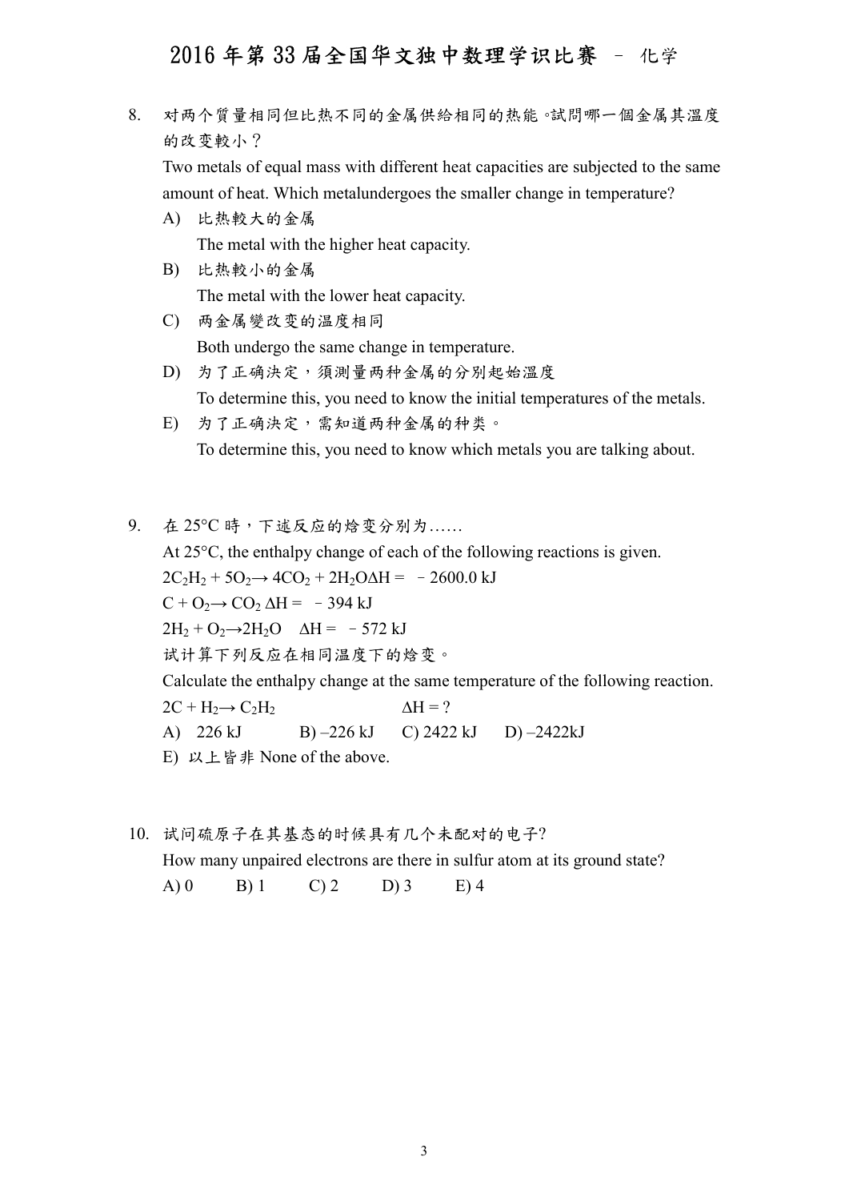8. 对两个質量相同但比热不同的金属供給相同的热能。試問哪一個金属其溫度的改变較小？

   Two metals of equal mass with different heat capacities are subjected to the same amount of heat. Which metalundergoes the smaller change in temperature?

   A) 比热較大的金属
      The metal with the higher heat capacity.
   B) 比热較小的金属
      The metal with the lower heat capacity.
   C) 两金属變改变的温度相同
      Both undergo the same change in temperature.
   D) 为了正确决定，須测量两种金属的分别起始溫度
      To determine this, you need to know the initial temperatures of the metals.
   E) 为了正确决定，需知道两种金属的种类。
      To determine this, you need to know which metals you are talking about.

9. 在 25°C 时，下述反应的焓变分别为……

   At 25°C, the enthalpy change of each of the following reactions is given.

   $2C_2H_2 + 5O_2 \rightarrow 4CO_2 + 2H_2O \quad \Delta H = -2600.0$ kJ

   $C + O_2 \rightarrow CO_2 \quad \Delta H = -394$ kJ

   $2H_2 + O_2 \rightarrow 2H_2O \quad \Delta H = -572$ kJ

   试计算下列反应在相同温度下的焓变。

   Calculate the enthalpy change at the same temperature of the following reaction.

   $2C + H_2 \rightarrow C_2H_2 \qquad \Delta H = ?$

   A) 226 kJ　　B) –226 kJ　　C) 2422 kJ　　D) –2422kJ

   E) 以上皆非 None of the above.

10. 试问硫原子在其基态的时候具有几个未配对的电子?

    How many unpaired electrons are there in sulfur atom at its ground state?

    A) 0　　B) 1　　C) 2　　D) 3　　E) 4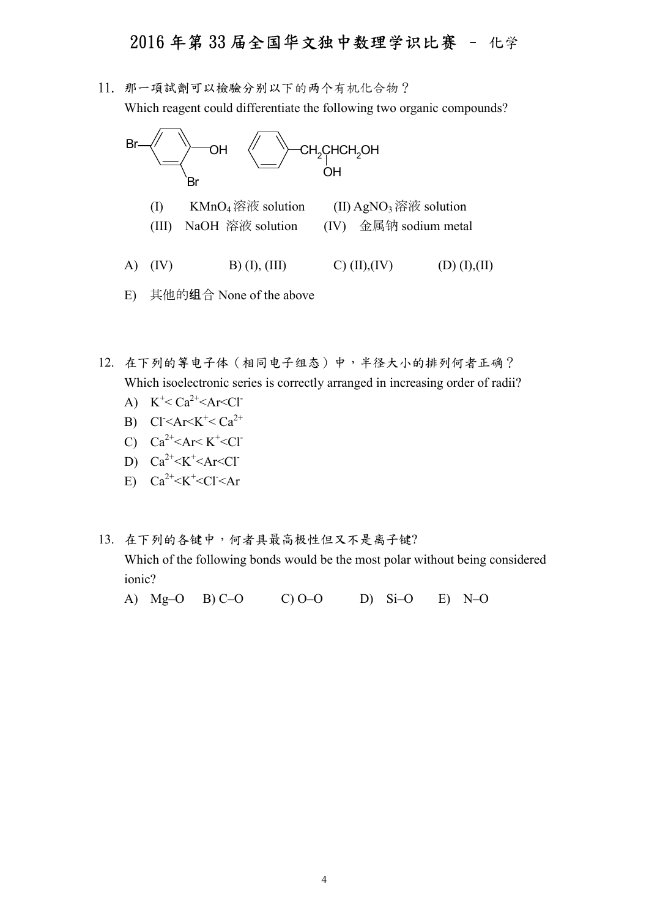11. 那一項試劑可以檢驗分別以下的两个有机化合物？
Which reagent could differentiate the following two organic compounds?

Br— —OH　　　　—$CH_2CHCH_2OH$
Br　　　　　　　　　　　OH

(I)　$KMnO_4$ 溶液 solution　　(II) $AgNO_3$ 溶液 solution
(III)　NaOH 溶液 solution　　(IV)　金属钠 sodium metal

A) (IV)　　B) (I), (III)　　C) (II),(IV)　　(D) (I),(II)

E) 其他的组合 None of the above

12. 在下列的等电子体（相同电子组态）中，半径大小的排列何者正确？
Which isoelectronic series is correctly arranged in increasing order of radii?

A) $K^+ < Ca^{2+} < Ar < Cl^-$
B) $Cl^- < Ar < K^+ < Ca^{2+}$
C) $Ca^{2+} < Ar < K^+ < Cl^-$
D) $Ca^{2+} < K^+ < Ar < Cl^-$
E) $Ca^{2+} < K^+ < Cl^- < Ar$

13. 在下列的各键中，何者具最高极性但又不是离子键?
Which of the following bonds would be the most polar without being considered ionic?

A) Mg–O　B) C–O　C) O–O　D) Si–O　E) N–O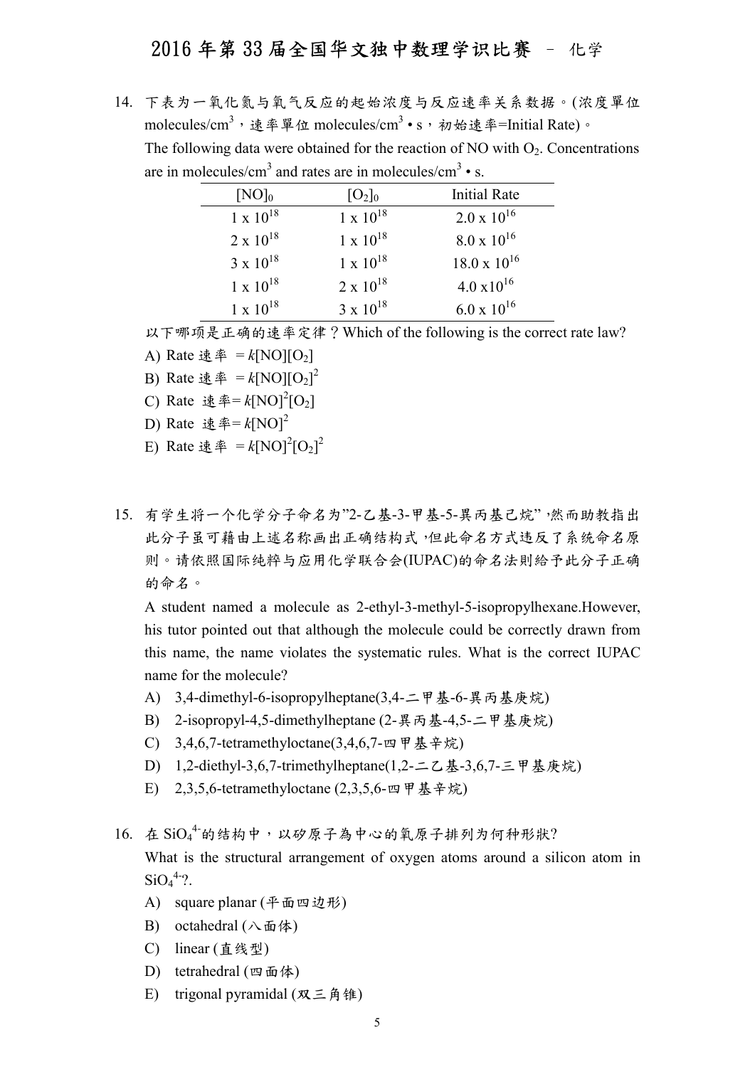14. 下表为一氧化氮与氧气反应的起始浓度与反应速率关系数据。(浓度單位 molecules/$cm^3$，速率單位 molecules/$cm^3$ • s，初始速率=Initial Rate)。

The following data were obtained for the reaction of NO with $O_2$. Concentrations are in molecules/$cm^3$ and rates are in molecules/$cm^3$ • s.

| $[NO]_0$ | $[O_2]_0$ | Initial Rate |
|---|---|---|
| $1 \times 10^{18}$ | $1 \times 10^{18}$ | $2.0 \times 10^{16}$ |
| $2 \times 10^{18}$ | $1 \times 10^{18}$ | $8.0 \times 10^{16}$ |
| $3 \times 10^{18}$ | $1 \times 10^{18}$ | $18.0 \times 10^{16}$ |
| $1 \times 10^{18}$ | $2 \times 10^{18}$ | $4.0 \times 10^{16}$ |
| $1 \times 10^{18}$ | $3 \times 10^{18}$ | $6.0 \times 10^{16}$ |

以下哪项是正确的速率定律？Which of the following is the correct rate law?

A) Rate 速率 $= k[NO][O_2]$

B) Rate 速率 $= k[NO][O_2]^2$

C) Rate 速率 $= k[NO]^2[O_2]$

D) Rate 速率 $= k[NO]^2$

E) Rate 速率 $= k[NO]^2[O_2]^2$

15. 有学生将一个化学分子命名为"2-乙基-3-甲基-5-異丙基己烷"，然而助教指出此分子虽可藉由上述名称画出正确结构式，但此命名方式违反了系统命名原则。请依照国际纯粹与应用化学联合会(IUPAC)的命名法则給予此分子正确的命名。

A student named a molecule as 2-ethyl-3-methyl-5-isopropylhexane.However, his tutor pointed out that although the molecule could be correctly drawn from this name, the name violates the systematic rules. What is the correct IUPAC name for the molecule?

A) 3,4-dimethyl-6-isopropylheptane(3,4-二甲基-6-異丙基庚烷)

B) 2-isopropyl-4,5-dimethylheptane (2-異丙基-4,5-二甲基庚烷)

C) 3,4,6,7-tetramethyloctane(3,4,6,7-四甲基辛烷)

D) 1,2-diethyl-3,6,7-trimethylheptane(1,2-二乙基-3,6,7-三甲基庚烷)

E) 2,3,5,6-tetramethyloctane (2,3,5,6-四甲基辛烷)

16. 在 $SiO_4^{4-}$的结构中，以矽原子為中心的氧原子排列为何种形狀?

What is the structural arrangement of oxygen atoms around a silicon atom in $SiO_4^{4-}$?.

A) square planar (平面四边形)

B) octahedral (八面体)

C) linear (直线型)

D) tetrahedral (四面体)

E) trigonal pyramidal (双三角锥)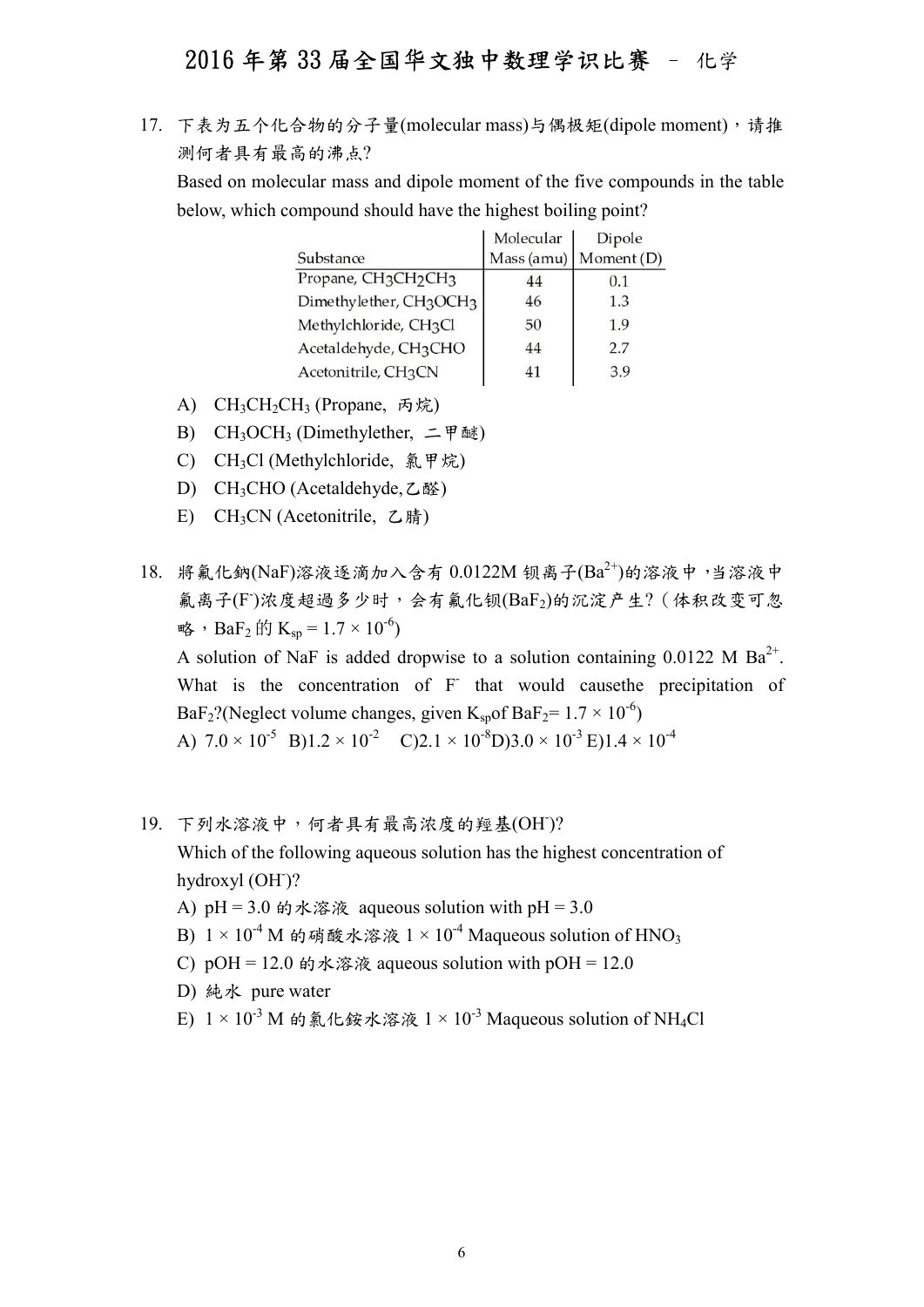17. 下表为五个化合物的分子量(molecular mass)与偶极矩(dipole moment)，请推测何者具有最高的沸点?

Based on molecular mass and dipole moment of the five compounds in the table below, which compound should have the highest boiling point?

| Substance | Molecular Mass (amu) | Dipole Moment (D) |
|---|---|---|
| Propane, $CH_3CH_2CH_3$ | 44 | 0.1 |
| Dimethylether, $CH_3OCH_3$ | 46 | 1.3 |
| Methylchloride, $CH_3Cl$ | 50 | 1.9 |
| Acetaldehyde, $CH_3CHO$ | 44 | 2.7 |
| Acetonitrile, $CH_3CN$ | 41 | 3.9 |

A) $CH_3CH_2CH_3$ (Propane, 丙烷)

B) $CH_3OCH_3$ (Dimethylether, 二甲醚)

C) $CH_3Cl$ (Methylchloride, 氯甲烷)

D) $CH_3CHO$ (Acetaldehyde,乙醛)

E) $CH_3CN$ (Acetonitrile, 乙腈)

18. 將氟化鈉(NaF)溶液逐滴加入含有 0.0122M 钡离子($Ba^{2+}$)的溶液中，当溶液中氟离子($F^-$)浓度超過多少时，会有氟化钡($BaF_2$)的沉淀产生?（体积改变可忽略，$BaF_2$ 的 $K_{sp} = 1.7 \times 10^{-6}$）

A solution of NaF is added dropwise to a solution containing 0.0122 M $Ba^{2+}$. What is the concentration of $F^-$ that would causethe precipitation of $BaF_2$?(Neglect volume changes, given $K_{sp}$of $BaF_2$= $1.7 \times 10^{-6}$)

A) $7.0 \times 10^{-5}$ B)$1.2 \times 10^{-2}$ C)$2.1 \times 10^{-8}$D)$3.0 \times 10^{-3}$ E)$1.4 \times 10^{-4}$

19. 下列水溶液中，何者具有最高浓度的羥基($OH^-$)?

Which of the following aqueous solution has the highest concentration of hydroxyl ($OH^-$)?

A) pH = 3.0 的水溶液 aqueous solution with pH = 3.0

B) $1 \times 10^{-4}$ M 的硝酸水溶液 $1 \times 10^{-4}$ Maqueous solution of $HNO_3$

C) pOH = 12.0 的水溶液 aqueous solution with pOH = 12.0

D) 純水 pure water

E) $1 \times 10^{-3}$ M 的氯化銨水溶液 $1 \times 10^{-3}$ Maqueous solution of $NH_4Cl$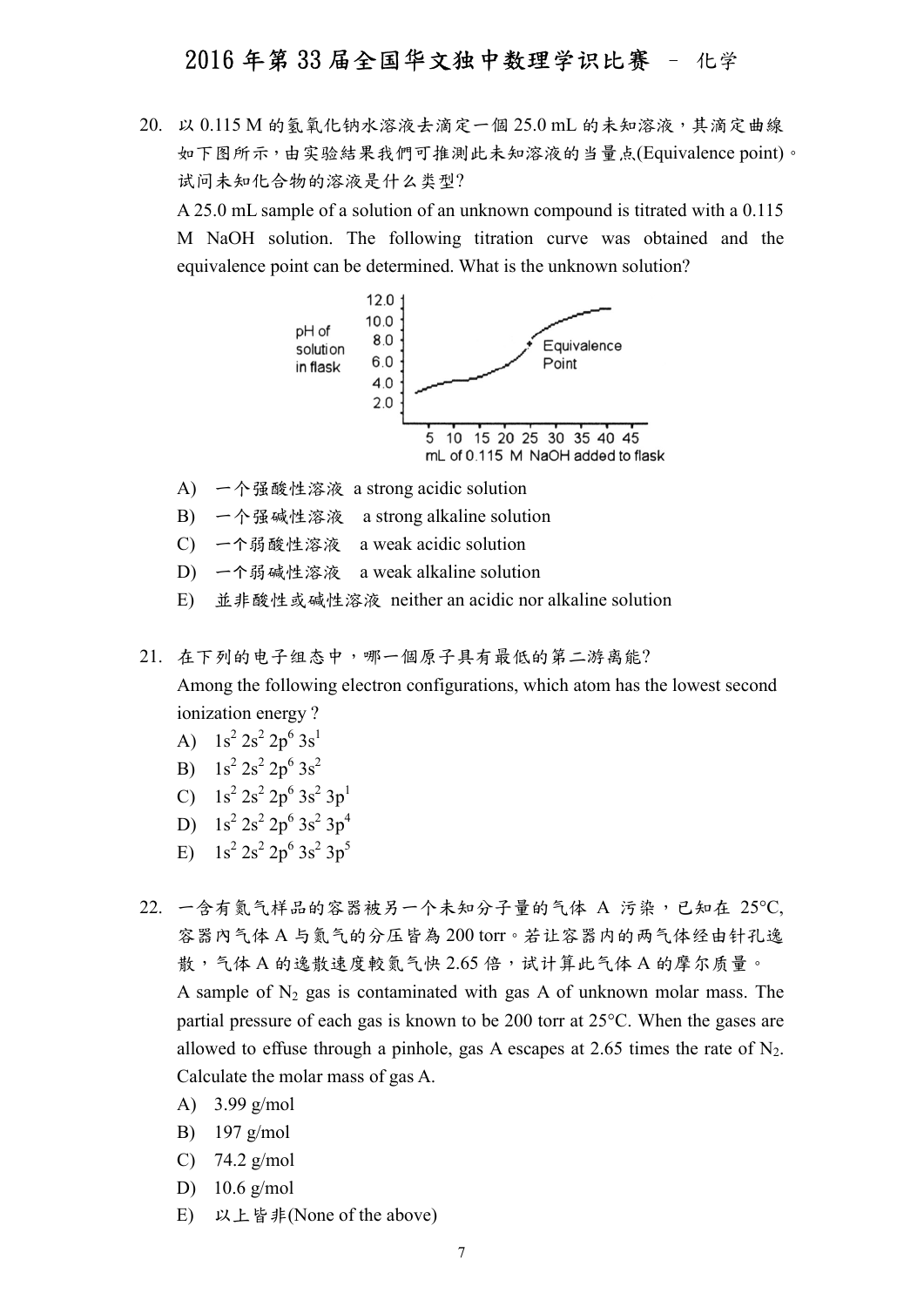20. 以 0.115 M 的氢氧化钠水溶液去滴定一個 25.0 mL 的未知溶液，其滴定曲線如下图所示，由实验结果我們可推測此未知溶液的当量点(Equivalence point)。试问未知化合物的溶液是什么类型?

A 25.0 mL sample of a solution of an unknown compound is titrated with a 0.115 M NaOH solution. The following titration curve was obtained and the equivalence point can be determined. What is the unknown solution?

pH of solution in flask

12.0
10.0
8.0
6.0
4.0
2.0

Equivalence Point

5 10 15 20 25 30 35 40 45

mL of 0.115 M NaOH added to flask

A) 一个强酸性溶液 a strong acidic solution
B) 一个强碱性溶液 a strong alkaline solution
C) 一个弱酸性溶液 a weak acidic solution
D) 一个弱碱性溶液 a weak alkaline solution
E) 並非酸性或碱性溶液 neither an acidic nor alkaline solution

21. 在下列的电子组态中，哪一個原子具有最低的第二游离能?

Among the following electron configurations, which atom has the lowest second ionization energy ?

A) $1s^2\ 2s^2\ 2p^6\ 3s^1$
B) $1s^2\ 2s^2\ 2p^6\ 3s^2$
C) $1s^2\ 2s^2\ 2p^6\ 3s^2\ 3p^1$
D) $1s^2\ 2s^2\ 2p^6\ 3s^2\ 3p^4$
E) $1s^2\ 2s^2\ 2p^6\ 3s^2\ 3p^5$

22. 一含有氮气样品的容器被另一个未知分子量的气体 A 污染，已知在 25°C, 容器內气体 A 与氮气的分压皆為 200 torr。若让容器内的两气体经由针孔逸散，气体 A 的逸散速度較氮气快 2.65 倍，试计算此气体 A 的摩尔质量。

A sample of $N_2$ gas is contaminated with gas A of unknown molar mass. The partial pressure of each gas is known to be 200 torr at 25°C. When the gases are allowed to effuse through a pinhole, gas A escapes at 2.65 times the rate of $N_2$. Calculate the molar mass of gas A.

A) 3.99 g/mol
B) 197 g/mol
C) 74.2 g/mol
D) 10.6 g/mol
E) 以上皆非(None of the above)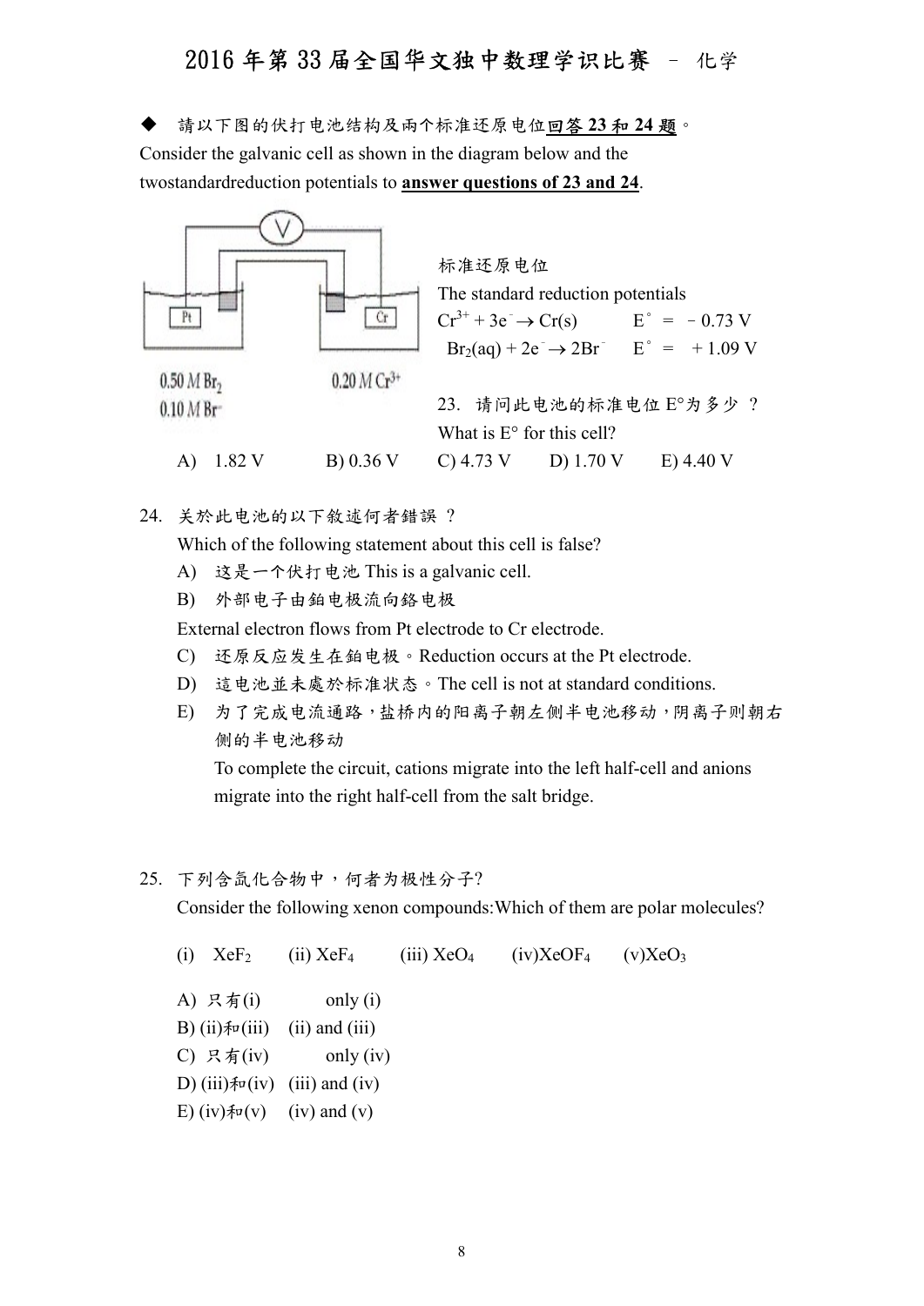◆ 請以下图的伏打电池结构及兩个标准还原电位**回答 23 和 24 题**。
Consider the galvanic cell as shown in the diagram below and the twostandardreduction potentials to **answer questions of 23 and 24**.

Pt    Cr

0.50 *M* $Br_2$
0.10 *M* $Br^-$

0.20 *M* $Cr^{3+}$

标准还原电位
The standard reduction potentials

$Cr^{3+} + 3e^- \rightarrow Cr(s)$   $E^\circ = -0.73$ V

$Br_2(aq) + 2e^- \rightarrow 2Br^-$   $E^\circ = +1.09$ V

23. 请问此电池的标准电位 E°为多少 ？
What is E° for this cell?

A) 1.82 V  B) 0.36 V  C) 4.73 V  D) 1.70 V  E) 4.40 V

24. 关於此电池的以下敘述何者錯誤 ？
Which of the following statement about this cell is false?

A) 这是一个伏打电池 This is a galvanic cell.

B) 外部电子由鉑电极流向鉻电极
External electron flows from Pt electrode to Cr electrode.

C) 还原反应发生在鉑电极。Reduction occurs at the Pt electrode.

D) 這电池並未處於标准状态。The cell is not at standard conditions.

E) 为了完成电流通路，盐桥内的阳离子朝左側半电池移动，阴离子则朝右側的半电池移动
To complete the circuit, cations migrate into the left half-cell and anions migrate into the right half-cell from the salt bridge.

25. 下列含氙化合物中，何者为极性分子?
Consider the following xenon compounds:Which of them are polar molecules?

(i) $XeF_2$  (ii) $XeF_4$  (iii) $XeO_4$  (iv) $XeOF_4$  (v) $XeO_3$

A) 只有(i)  only (i)

B) (ii)和(iii)  (ii) and (iii)

C) 只有(iv)  only (iv)

D) (iii)和(iv)  (iii) and (iv)

E) (iv)和(v)  (iv) and (v)